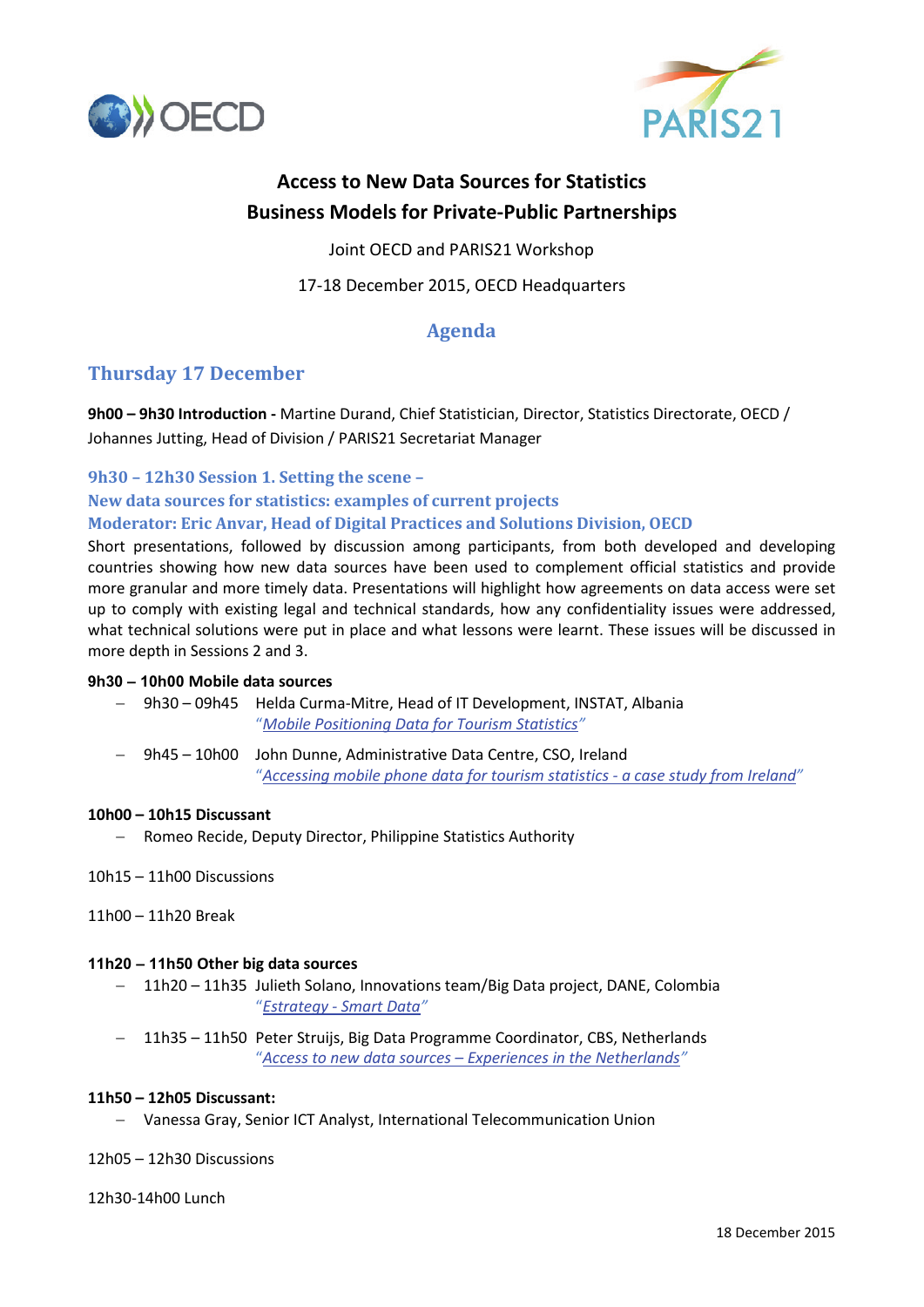# Access to New Data Sources for Statistics
# Business Models for Private-Public Partnerships

Joint OECD and PARIS21 Workshop

17-18 December 2015, OECD Headquarters

## Agenda

## Thursday 17 December

**9h00 – 9h30 Introduction -** Martine Durand, Chief Statistician, Director, Statistics Directorate, OECD / Johannes Jutting, Head of Division / PARIS21 Secretariat Manager

### 9h30 – 12h30 Session 1. Setting the scene – New data sources for statistics: examples of current projects Moderator: Eric Anvar, Head of Digital Practices and Solutions Division, OECD

Short presentations, followed by discussion among participants, from both developed and developing countries showing how new data sources have been used to complement official statistics and provide more granular and more timely data. Presentations will highlight how agreements on data access were set up to comply with existing legal and technical standards, how any confidentiality issues were addressed, what technical solutions were put in place and what lessons were learnt. These issues will be discussed in more depth in Sessions 2 and 3.

**9h30 – 10h00 Mobile data sources**

- 9h30 – 09h45 Helda Curma-Mitre, Head of IT Development, INSTAT, Albania
  "*Mobile Positioning Data for Tourism Statistics*"
- 9h45 – 10h00 John Dunne, Administrative Data Centre, CSO, Ireland
  "*Accessing mobile phone data for tourism statistics - a case study from Ireland*"

**10h00 – 10h15 Discussant**

- Romeo Recide, Deputy Director, Philippine Statistics Authority

10h15 – 11h00 Discussions

11h00 – 11h20 Break

**11h20 – 11h50 Other big data sources**

- 11h20 – 11h35 Julieth Solano, Innovations team/Big Data project, DANE, Colombia
  "*Estrategy - Smart Data*"
- 11h35 – 11h50 Peter Struijs, Big Data Programme Coordinator, CBS, Netherlands
  "*Access to new data sources – Experiences in the Netherlands*"

**11h50 – 12h05 Discussant:**

- Vanessa Gray, Senior ICT Analyst, International Telecommunication Union

12h05 – 12h30 Discussions

12h30-14h00 Lunch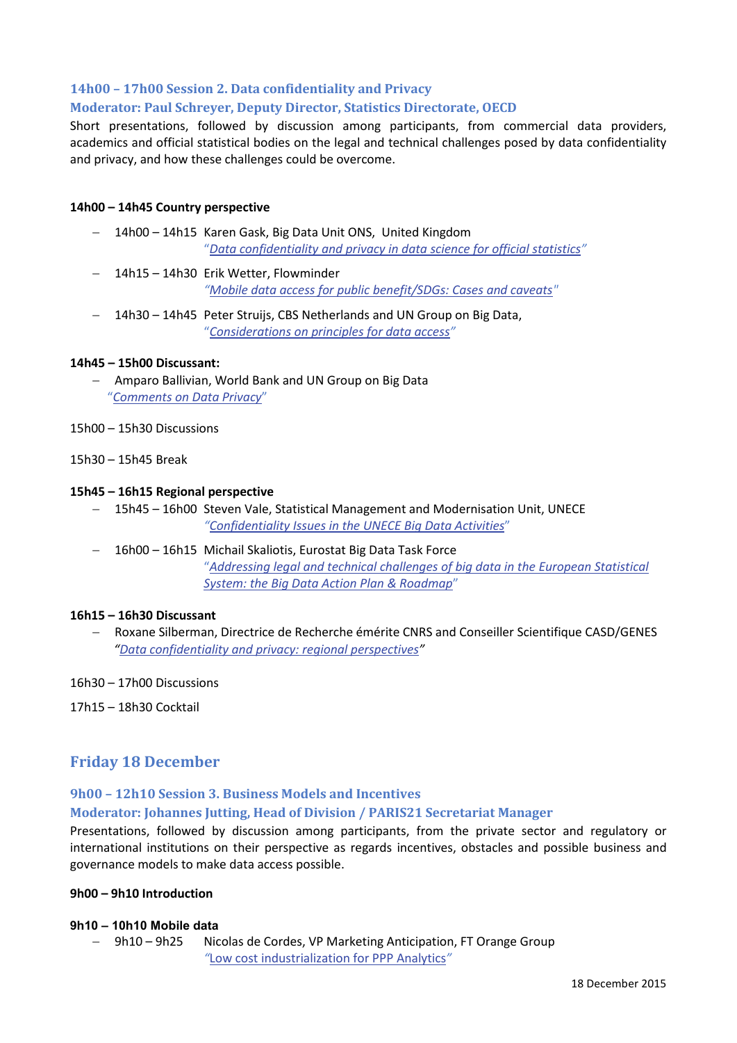### 14h00 – 17h00 Session 2. Data confidentiality and Privacy

### Moderator: Paul Schreyer, Deputy Director, Statistics Directorate, OECD

Short presentations, followed by discussion among participants, from commercial data providers, academics and official statistical bodies on the legal and technical challenges posed by data confidentiality and privacy, and how these challenges could be overcome.

**14h00 – 14h45 Country perspective**

- 14h00 – 14h15 Karen Gask, Big Data Unit ONS, United Kingdom
  *"Data confidentiality and privacy in data science for official statistics"*
- 14h15 – 14h30 Erik Wetter, Flowminder
  *"Mobile data access for public benefit/SDGs: Cases and caveats"*
- 14h30 – 14h45 Peter Struijs, CBS Netherlands and UN Group on Big Data,
  *"Considerations on principles for data access"*

**14h45 – 15h00 Discussant:**

- Amparo Ballivian, World Bank and UN Group on Big Data
  *"Comments on Data Privacy"*

15h00 – 15h30 Discussions

15h30 – 15h45 Break

**15h45 – 16h15 Regional perspective**

- 15h45 – 16h00 Steven Vale, Statistical Management and Modernisation Unit, UNECE
  *"Confidentiality Issues in the UNECE Big Data Activities"*
- 16h00 – 16h15 Michail Skaliotis, Eurostat Big Data Task Force
  *"Addressing legal and technical challenges of big data in the European Statistical System: the Big Data Action Plan & Roadmap"*

**16h15 – 16h30 Discussant**

- Roxane Silberman, Directrice de Recherche émérite CNRS and Conseiller Scientifique CASD/GENES
  *"Data confidentiality and privacy: regional perspectives"*

16h30 – 17h00 Discussions

17h15 – 18h30 Cocktail

## Friday 18 December

### 9h00 – 12h10 Session 3. Business Models and Incentives

### Moderator: Johannes Jutting, Head of Division / PARIS21 Secretariat Manager

Presentations, followed by discussion among participants, from the private sector and regulatory or international institutions on their perspective as regards incentives, obstacles and possible business and governance models to make data access possible.

**9h00 – 9h10 Introduction**

**9h10 – 10h10 Mobile data**

- 9h10 – 9h25 Nicolas de Cordes, VP Marketing Anticipation, FT Orange Group
  *"Low cost industrialization for PPP Analytics"*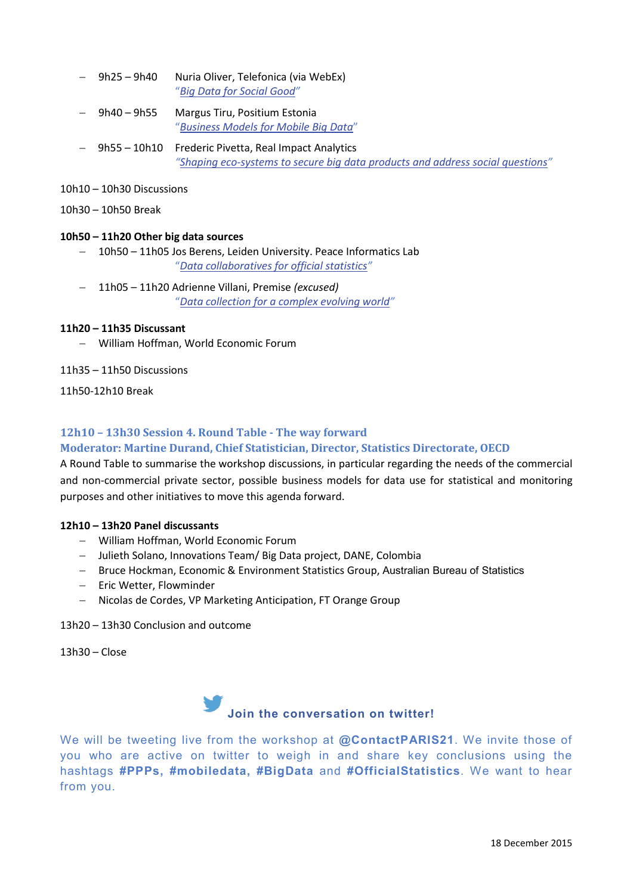- 9h25 – 9h40 Nuria Oliver, Telefonica (via WebEx)
  "*Big Data for Social Good*"
- 9h40 – 9h55 Margus Tiru, Positium Estonia
  "*Business Models for Mobile Big Data*"
- 9h55 – 10h10 Frederic Pivetta, Real Impact Analytics
  "*Shaping eco-systems to secure big data products and address social questions*"

10h10 – 10h30 Discussions

10h30 – 10h50 Break

**10h50 – 11h20 Other big data sources**

- 10h50 – 11h05 Jos Berens, Leiden University. Peace Informatics Lab
  "*Data collaboratives for official statistics*"
- 11h05 – 11h20 Adrienne Villani, Premise *(excused)*
  "*Data collection for a complex evolving world*"

**11h20 – 11h35 Discussant**

- William Hoffman, World Economic Forum

11h35 – 11h50 Discussions

11h50-12h10 Break

## 12h10 – 13h30 Session 4. Round Table - The way forward

### Moderator: Martine Durand, Chief Statistician, Director, Statistics Directorate, OECD

A Round Table to summarise the workshop discussions, in particular regarding the needs of the commercial and non-commercial private sector, possible business models for data use for statistical and monitoring purposes and other initiatives to move this agenda forward.

**12h10 – 13h20 Panel discussants**

- William Hoffman, World Economic Forum
- Julieth Solano, Innovations Team/ Big Data project, DANE, Colombia
- Bruce Hockman, Economic & Environment Statistics Group, Australian Bureau of Statistics
- Eric Wetter, Flowminder
- Nicolas de Cordes, VP Marketing Anticipation, FT Orange Group

13h20 – 13h30 Conclusion and outcome

13h30 – Close

**Join the conversation on twitter!**

We will be tweeting live from the workshop at **@ContactPARIS21**. We invite those of you who are active on twitter to weigh in and share key conclusions using the hashtags **#PPPs, #mobiledata, #BigData** and **#OfficialStatistics**. We want to hear from you.

18 December 2015